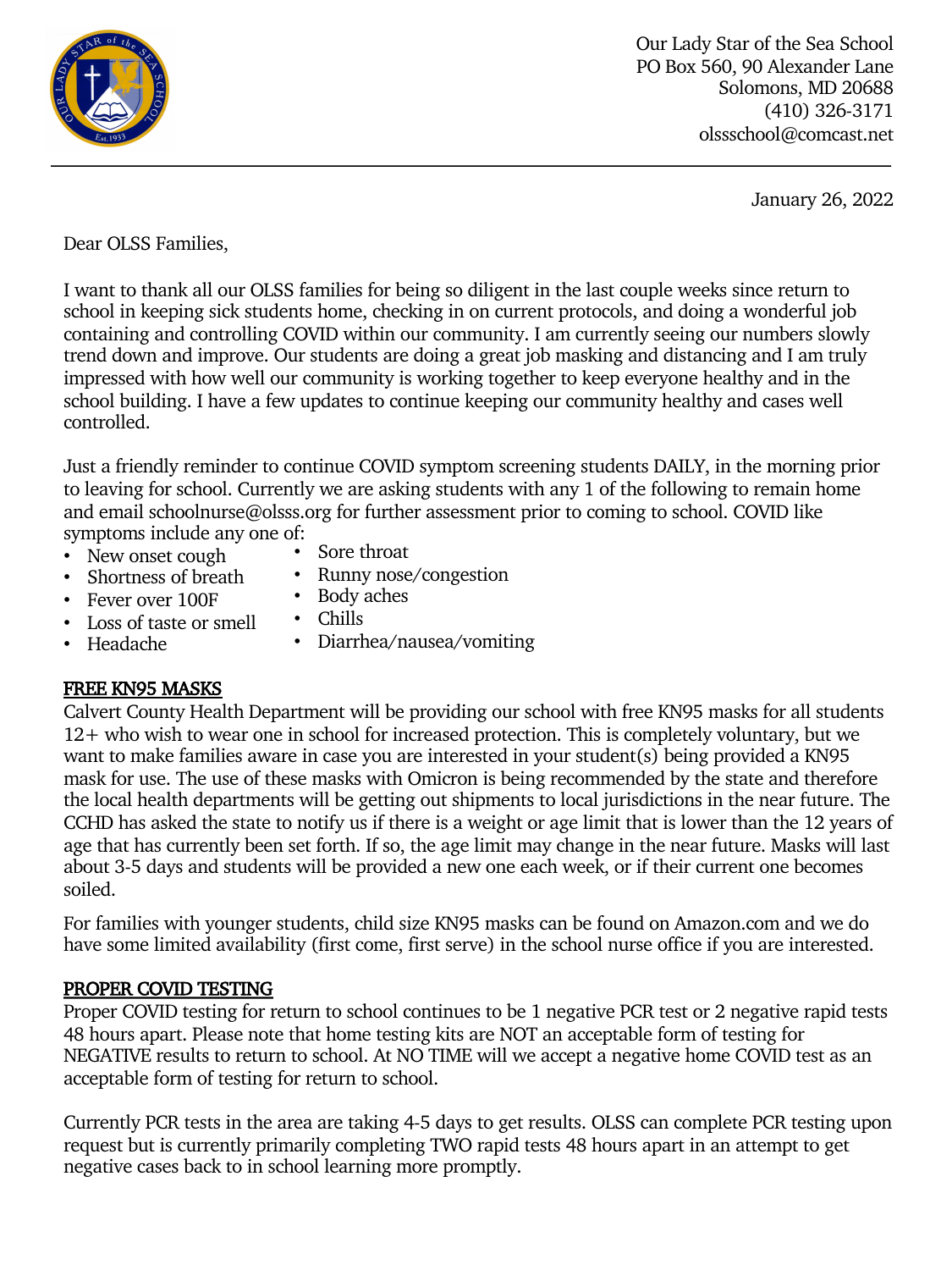Our Lady Star of the Sea School
PO Box 560, 90 Alexander Lane
Solomons, MD 20688
(410) 326-3171
olssschool@comcast.net

---

January 26, 2022

Dear OLSS Families,

I want to thank all our OLSS families for being so diligent in the last couple weeks since return to school in keeping sick students home, checking in on current protocols, and doing a wonderful job containing and controlling COVID within our community. I am currently seeing our numbers slowly trend down and improve. Our students are doing a great job masking and distancing and I am truly impressed with how well our community is working together to keep everyone healthy and in the school building. I have a few updates to continue keeping our community healthy and cases well controlled.

Just a friendly reminder to continue COVID symptom screening students DAILY, in the morning prior to leaving for school. Currently we are asking students with any 1 of the following to remain home and email schoolnurse@olsss.org for further assessment prior to coming to school. COVID like symptoms include any one of:

- New onset cough
- Shortness of breath
- Fever over 100F
- Loss of taste or smell
- Headache
- Sore throat
- Runny nose/congestion
- Body aches
- Chills
- Diarrhea/nausea/vomiting

## FREE KN95 MASKS

Calvert County Health Department will be providing our school with free KN95 masks for all students 12+ who wish to wear one in school for increased protection. This is completely voluntary, but we want to make families aware in case you are interested in your student(s) being provided a KN95 mask for use. The use of these masks with Omicron is being recommended by the state and therefore the local health departments will be getting out shipments to local jurisdictions in the near future. The CCHD has asked the state to notify us if there is a weight or age limit that is lower than the 12 years of age that has currently been set forth. If so, the age limit may change in the near future. Masks will last about 3-5 days and students will be provided a new one each week, or if their current one becomes soiled.

For families with younger students, child size KN95 masks can be found on Amazon.com and we do have some limited availability (first come, first serve) in the school nurse office if you are interested.

## PROPER COVID TESTING

Proper COVID testing for return to school continues to be 1 negative PCR test or 2 negative rapid tests 48 hours apart. Please note that home testing kits are NOT an acceptable form of testing for NEGATIVE results to return to school. At NO TIME will we accept a negative home COVID test as an acceptable form of testing for return to school.

Currently PCR tests in the area are taking 4-5 days to get results. OLSS can complete PCR testing upon request but is currently primarily completing TWO rapid tests 48 hours apart in an attempt to get negative cases back to in school learning more promptly.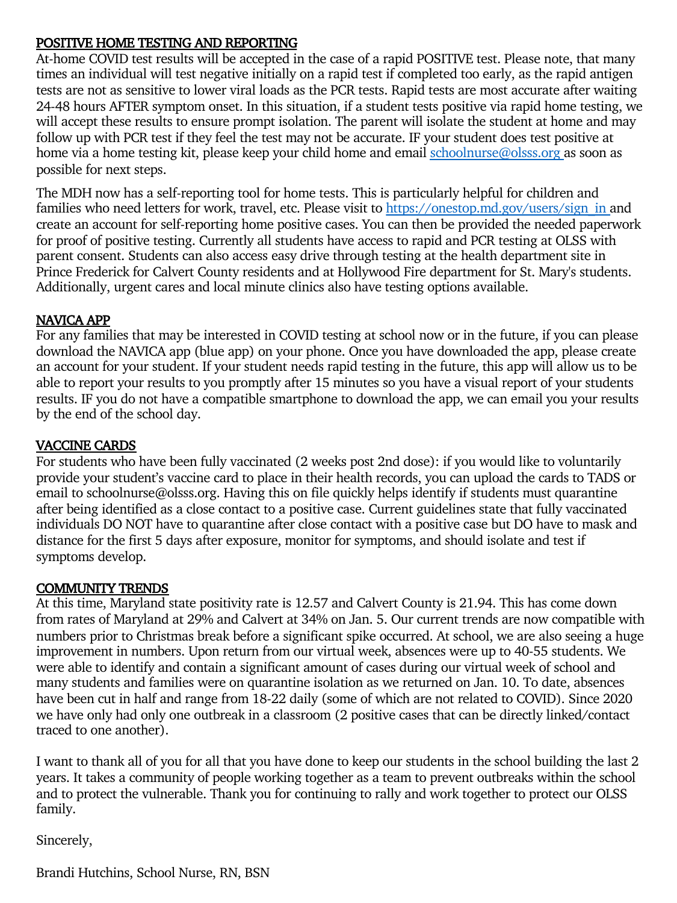## POSITIVE HOME TESTING AND REPORTING

At-home COVID test results will be accepted in the case of a rapid POSITIVE test. Please note, that many times an individual will test negative initially on a rapid test if completed too early, as the rapid antigen tests are not as sensitive to lower viral loads as the PCR tests. Rapid tests are most accurate after waiting 24-48 hours AFTER symptom onset. In this situation, if a student tests positive via rapid home testing, we will accept these results to ensure prompt isolation. The parent will isolate the student at home and may follow up with PCR test if they feel the test may not be accurate. IF your student does test positive at home via a home testing kit, please keep your child home and email schoolnurse@olsss.org as soon as possible for next steps.

The MDH now has a self-reporting tool for home tests. This is particularly helpful for children and families who need letters for work, travel, etc. Please visit to https://onestop.md.gov/users/sign_in and create an account for self-reporting home positive cases. You can then be provided the needed paperwork for proof of positive testing. Currently all students have access to rapid and PCR testing at OLSS with parent consent. Students can also access easy drive through testing at the health department site in Prince Frederick for Calvert County residents and at Hollywood Fire department for St. Mary's students. Additionally, urgent cares and local minute clinics also have testing options available.

## NAVICA APP

For any families that may be interested in COVID testing at school now or in the future, if you can please download the NAVICA app (blue app) on your phone. Once you have downloaded the app, please create an account for your student. If your student needs rapid testing in the future, this app will allow us to be able to report your results to you promptly after 15 minutes so you have a visual report of your students results. IF you do not have a compatible smartphone to download the app, we can email you your results by the end of the school day.

## VACCINE CARDS

For students who have been fully vaccinated (2 weeks post 2nd dose): if you would like to voluntarily provide your student's vaccine card to place in their health records, you can upload the cards to TADS or email to schoolnurse@olsss.org. Having this on file quickly helps identify if students must quarantine after being identified as a close contact to a positive case. Current guidelines state that fully vaccinated individuals DO NOT have to quarantine after close contact with a positive case but DO have to mask and distance for the first 5 days after exposure, monitor for symptoms, and should isolate and test if symptoms develop.

## COMMUNITY TRENDS

At this time, Maryland state positivity rate is 12.57 and Calvert County is 21.94. This has come down from rates of Maryland at 29% and Calvert at 34% on Jan. 5. Our current trends are now compatible with numbers prior to Christmas break before a significant spike occurred. At school, we are also seeing a huge improvement in numbers. Upon return from our virtual week, absences were up to 40-55 students. We were able to identify and contain a significant amount of cases during our virtual week of school and many students and families were on quarantine isolation as we returned on Jan. 10. To date, absences have been cut in half and range from 18-22 daily (some of which are not related to COVID). Since 2020 we have only had only one outbreak in a classroom (2 positive cases that can be directly linked/contact traced to one another).

I want to thank all of you for all that you have done to keep our students in the school building the last 2 years. It takes a community of people working together as a team to prevent outbreaks within the school and to protect the vulnerable. Thank you for continuing to rally and work together to protect our OLSS family.

Sincerely,

Brandi Hutchins, School Nurse, RN, BSN